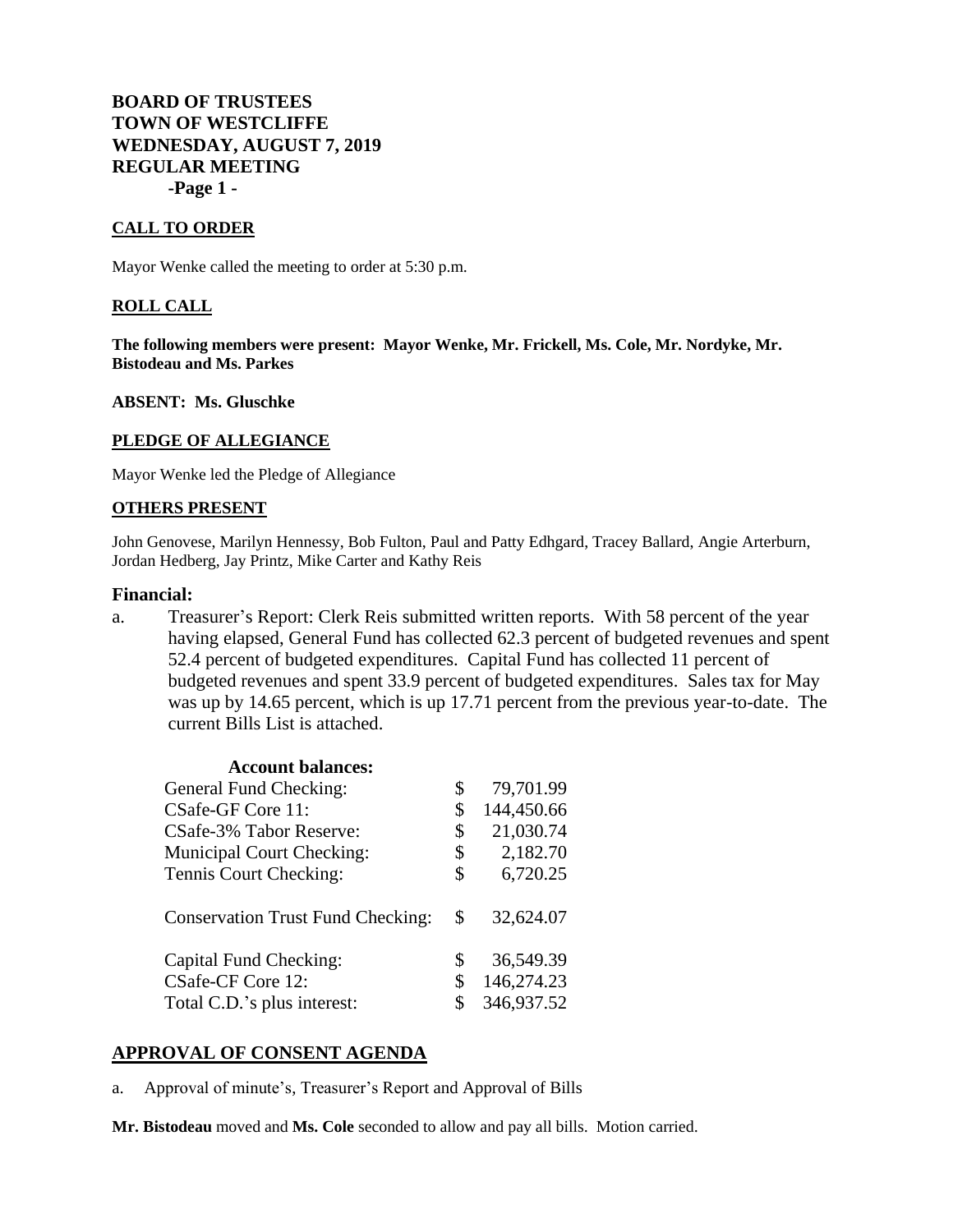# BOARD OF TRUSTEES
# TOWN OF WESTCLIFFE
# WEDNESDAY, AUGUST 7, 2019
# REGULAR MEETING

## CALL TO ORDER

Mayor Wenke called the meeting to order at 5:30 p.m.

## ROLL CALL

**The following members were present: Mayor Wenke, Mr. Frickell, Ms. Cole, Mr. Nordyke, Mr. Bistodeau and Ms. Parkes**

**ABSENT: Ms. Gluschke**

## PLEDGE OF ALLEGIANCE

Mayor Wenke led the Pledge of Allegiance

## OTHERS PRESENT

John Genovese, Marilyn Hennessy, Bob Fulton, Paul and Patty Edhgard, Tracey Ballard, Angie Arterburn, Jordan Hedberg, Jay Printz, Mike Carter and Kathy Reis

## Financial:

a. Treasurer's Report: Clerk Reis submitted written reports. With 58 percent of the year having elapsed, General Fund has collected 62.3 percent of budgeted revenues and spent 52.4 percent of budgeted expenditures. Capital Fund has collected 11 percent of budgeted revenues and spent 33.9 percent of budgeted expenditures. Sales tax for May was up by 14.65 percent, which is up 17.71 percent from the previous year-to-date. The current Bills List is attached.

**Account balances:**

| Account | Balance |
|---|---|
| General Fund Checking: | $ 79,701.99 |
| CSafe-GF Core 11: | $ 144,450.66 |
| CSafe-3% Tabor Reserve: | $ 21,030.74 |
| Municipal Court Checking: | $ 2,182.70 |
| Tennis Court Checking: | $ 6,720.25 |
| Conservation Trust Fund Checking: | $ 32,624.07 |
| Capital Fund Checking: | $ 36,549.39 |
| CSafe-CF Core 12: | $ 146,274.23 |
| Total C.D.'s plus interest: | $ 346,937.52 |

## APPROVAL OF CONSENT AGENDA

a. Approval of minute's, Treasurer's Report and Approval of Bills

**Mr. Bistodeau** moved and **Ms. Cole** seconded to allow and pay all bills. Motion carried.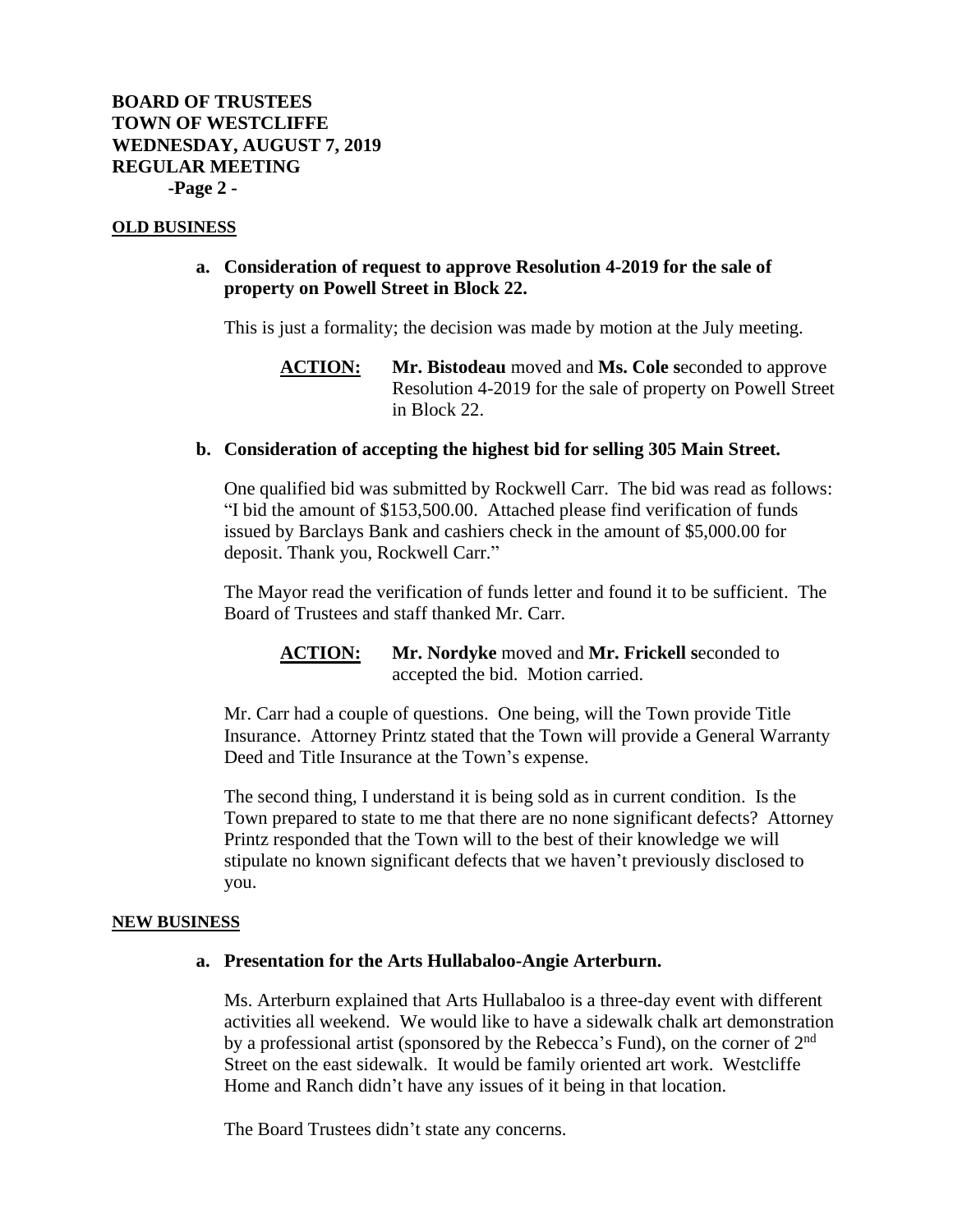**OLD BUSINESS**

**a. Consideration of request to approve Resolution 4-2019 for the sale of property on Powell Street in Block 22.**

This is just a formality; the decision was made by motion at the July meeting.

**ACTION:** **Mr. Bistodeau** moved and **Ms. Cole s**econded to approve Resolution 4-2019 for the sale of property on Powell Street in Block 22.

**b. Consideration of accepting the highest bid for selling 305 Main Street.**

One qualified bid was submitted by Rockwell Carr. The bid was read as follows: "I bid the amount of $153,500.00. Attached please find verification of funds issued by Barclays Bank and cashiers check in the amount of $5,000.00 for deposit. Thank you, Rockwell Carr."

The Mayor read the verification of funds letter and found it to be sufficient. The Board of Trustees and staff thanked Mr. Carr.

**ACTION:** **Mr. Nordyke** moved and **Mr. Frickell s**econded to accepted the bid. Motion carried.

Mr. Carr had a couple of questions. One being, will the Town provide Title Insurance. Attorney Printz stated that the Town will provide a General Warranty Deed and Title Insurance at the Town's expense.

The second thing, I understand it is being sold as in current condition. Is the Town prepared to state to me that there are no none significant defects? Attorney Printz responded that the Town will to the best of their knowledge we will stipulate no known significant defects that we haven't previously disclosed to you.

**NEW BUSINESS**

**a. Presentation for the Arts Hullabaloo-Angie Arterburn.**

Ms. Arterburn explained that Arts Hullabaloo is a three-day event with different activities all weekend. We would like to have a sidewalk chalk art demonstration by a professional artist (sponsored by the Rebecca's Fund), on the corner of 2nd Street on the east sidewalk. It would be family oriented art work. Westcliffe Home and Ranch didn't have any issues of it being in that location.

The Board Trustees didn't state any concerns.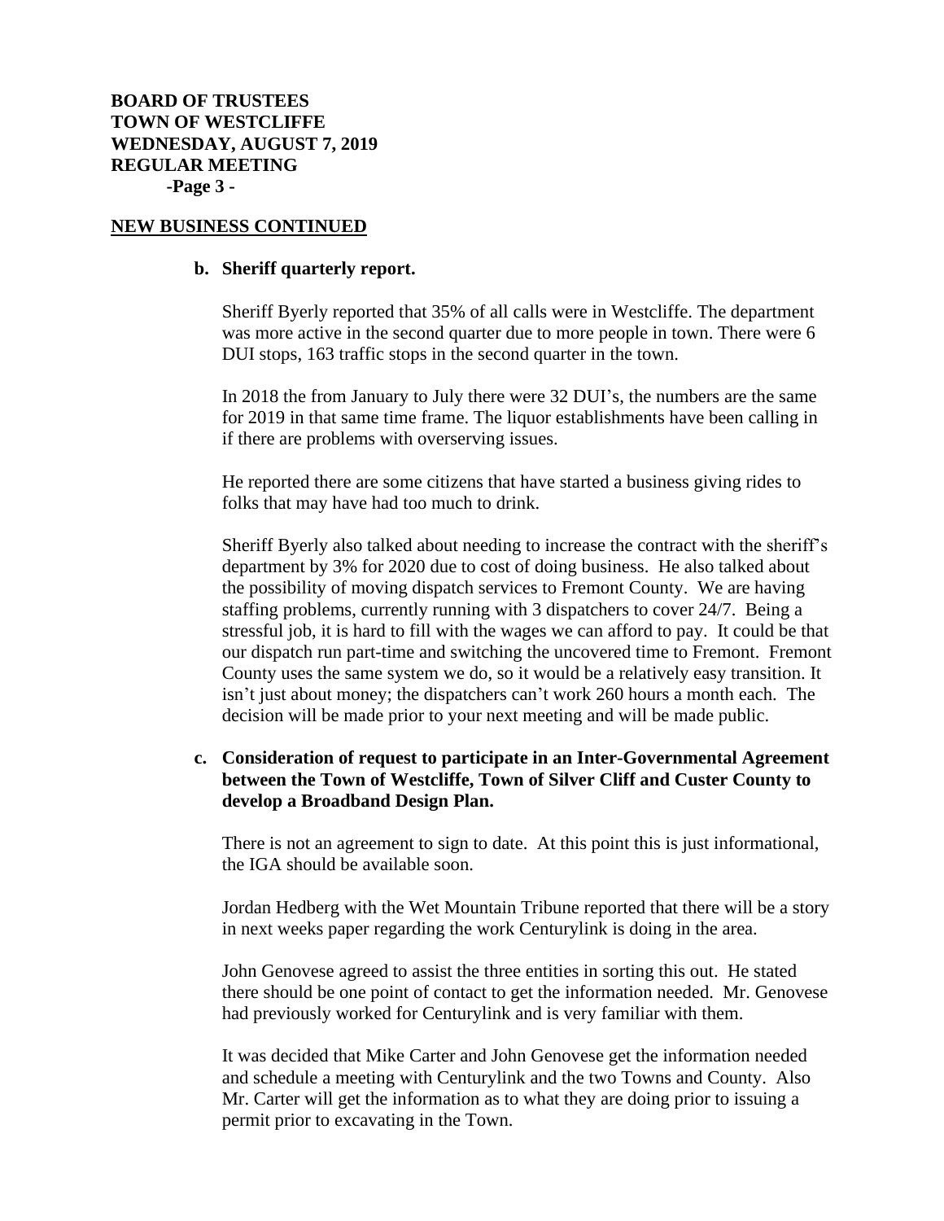**BOARD OF TRUSTEES**
**TOWN OF WESTCLIFFE**
**WEDNESDAY, AUGUST 7, 2019**
**REGULAR MEETING**
**-Page 3 -**

## NEW BUSINESS CONTINUED

**b. Sheriff quarterly report.**

Sheriff Byerly reported that 35% of all calls were in Westcliffe. The department was more active in the second quarter due to more people in town. There were 6 DUI stops, 163 traffic stops in the second quarter in the town.

In 2018 the from January to July there were 32 DUI's, the numbers are the same for 2019 in that same time frame. The liquor establishments have been calling in if there are problems with overserving issues.

He reported there are some citizens that have started a business giving rides to folks that may have had too much to drink.

Sheriff Byerly also talked about needing to increase the contract with the sheriff's department by 3% for 2020 due to cost of doing business. He also talked about the possibility of moving dispatch services to Fremont County. We are having staffing problems, currently running with 3 dispatchers to cover 24/7. Being a stressful job, it is hard to fill with the wages we can afford to pay. It could be that our dispatch run part-time and switching the uncovered time to Fremont. Fremont County uses the same system we do, so it would be a relatively easy transition. It isn't just about money; the dispatchers can't work 260 hours a month each. The decision will be made prior to your next meeting and will be made public.

**c. Consideration of request to participate in an Inter-Governmental Agreement between the Town of Westcliffe, Town of Silver Cliff and Custer County to develop a Broadband Design Plan.**

There is not an agreement to sign to date. At this point this is just informational, the IGA should be available soon.

Jordan Hedberg with the Wet Mountain Tribune reported that there will be a story in next weeks paper regarding the work Centurylink is doing in the area.

John Genovese agreed to assist the three entities in sorting this out. He stated there should be one point of contact to get the information needed. Mr. Genovese had previously worked for Centurylink and is very familiar with them.

It was decided that Mike Carter and John Genovese get the information needed and schedule a meeting with Centurylink and the two Towns and County. Also Mr. Carter will get the information as to what they are doing prior to issuing a permit prior to excavating in the Town.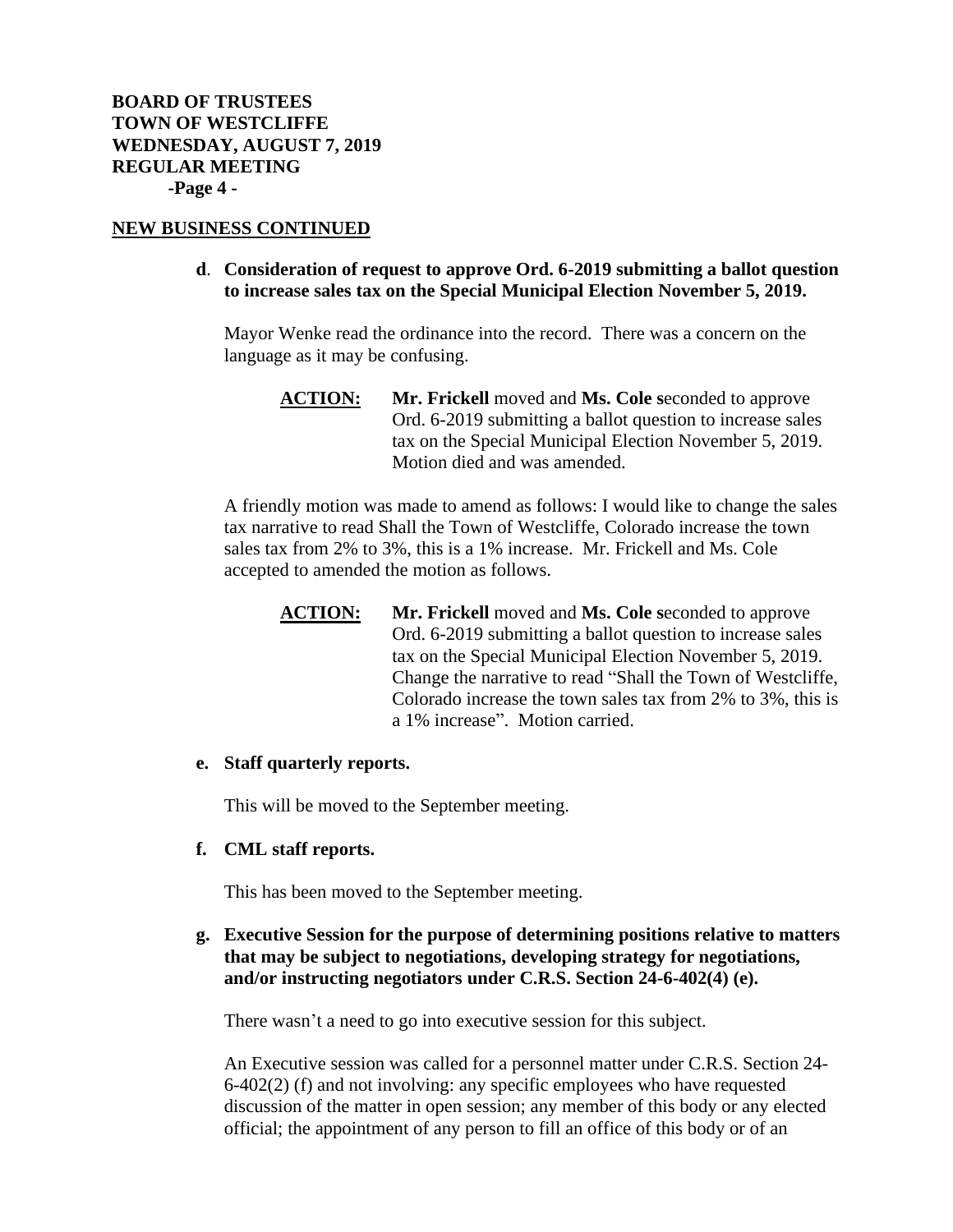**BOARD OF TRUSTEES**
**TOWN OF WESTCLIFFE**
**WEDNESDAY, AUGUST 7, 2019**
**REGULAR MEETING**
**-Page 4 -**

**NEW BUSINESS CONTINUED**

**d. Consideration of request to approve Ord. 6-2019 submitting a ballot question to increase sales tax on the Special Municipal Election November 5, 2019.**

Mayor Wenke read the ordinance into the record. There was a concern on the language as it may be confusing.

**ACTION:** **Mr. Frickell** moved and **Ms. Cole s**econded to approve Ord. 6-2019 submitting a ballot question to increase sales tax on the Special Municipal Election November 5, 2019. Motion died and was amended.

A friendly motion was made to amend as follows: I would like to change the sales tax narrative to read Shall the Town of Westcliffe, Colorado increase the town sales tax from 2% to 3%, this is a 1% increase. Mr. Frickell and Ms. Cole accepted to amended the motion as follows.

**ACTION:** **Mr. Frickell** moved and **Ms. Cole s**econded to approve Ord. 6-2019 submitting a ballot question to increase sales tax on the Special Municipal Election November 5, 2019. Change the narrative to read "Shall the Town of Westcliffe, Colorado increase the town sales tax from 2% to 3%, this is a 1% increase". Motion carried.

**e. Staff quarterly reports.**

This will be moved to the September meeting.

**f. CML staff reports.**

This has been moved to the September meeting.

**g. Executive Session for the purpose of determining positions relative to matters that may be subject to negotiations, developing strategy for negotiations, and/or instructing negotiators under C.R.S. Section 24-6-402(4) (e).**

There wasn't a need to go into executive session for this subject.

An Executive session was called for a personnel matter under C.R.S. Section 24-6-402(2) (f) and not involving: any specific employees who have requested discussion of the matter in open session; any member of this body or any elected official; the appointment of any person to fill an office of this body or of an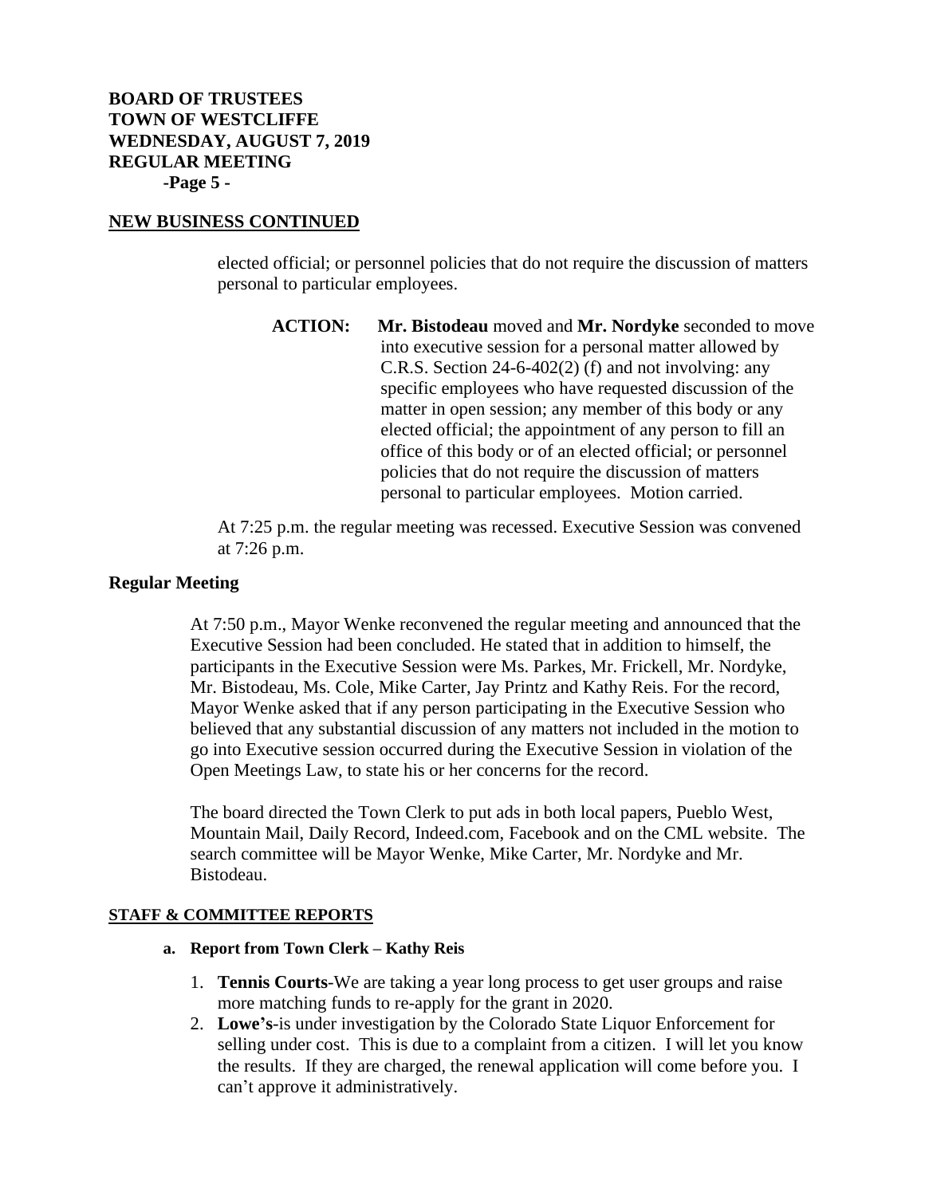## NEW BUSINESS CONTINUED

elected official; or personnel policies that do not require the discussion of matters personal to particular employees.

**ACTION:** **Mr. Bistodeau** moved and **Mr. Nordyke** seconded to move into executive session for a personal matter allowed by C.R.S. Section 24-6-402(2) (f) and not involving: any specific employees who have requested discussion of the matter in open session; any member of this body or any elected official; the appointment of any person to fill an office of this body or of an elected official; or personnel policies that do not require the discussion of matters personal to particular employees. Motion carried.

At 7:25 p.m. the regular meeting was recessed. Executive Session was convened at 7:26 p.m.

### Regular Meeting

At 7:50 p.m., Mayor Wenke reconvened the regular meeting and announced that the Executive Session had been concluded. He stated that in addition to himself, the participants in the Executive Session were Ms. Parkes, Mr. Frickell, Mr. Nordyke, Mr. Bistodeau, Ms. Cole, Mike Carter, Jay Printz and Kathy Reis. For the record, Mayor Wenke asked that if any person participating in the Executive Session who believed that any substantial discussion of any matters not included in the motion to go into Executive session occurred during the Executive Session in violation of the Open Meetings Law, to state his or her concerns for the record.

The board directed the Town Clerk to put ads in both local papers, Pueblo West, Mountain Mail, Daily Record, Indeed.com, Facebook and on the CML website. The search committee will be Mayor Wenke, Mike Carter, Mr. Nordyke and Mr. Bistodeau.

## STAFF & COMMITTEE REPORTS

**a. Report from Town Clerk – Kathy Reis**

1. **Tennis Courts**-We are taking a year long process to get user groups and raise more matching funds to re-apply for the grant in 2020.
2. **Lowe's**-is under investigation by the Colorado State Liquor Enforcement for selling under cost. This is due to a complaint from a citizen. I will let you know the results. If they are charged, the renewal application will come before you. I can't approve it administratively.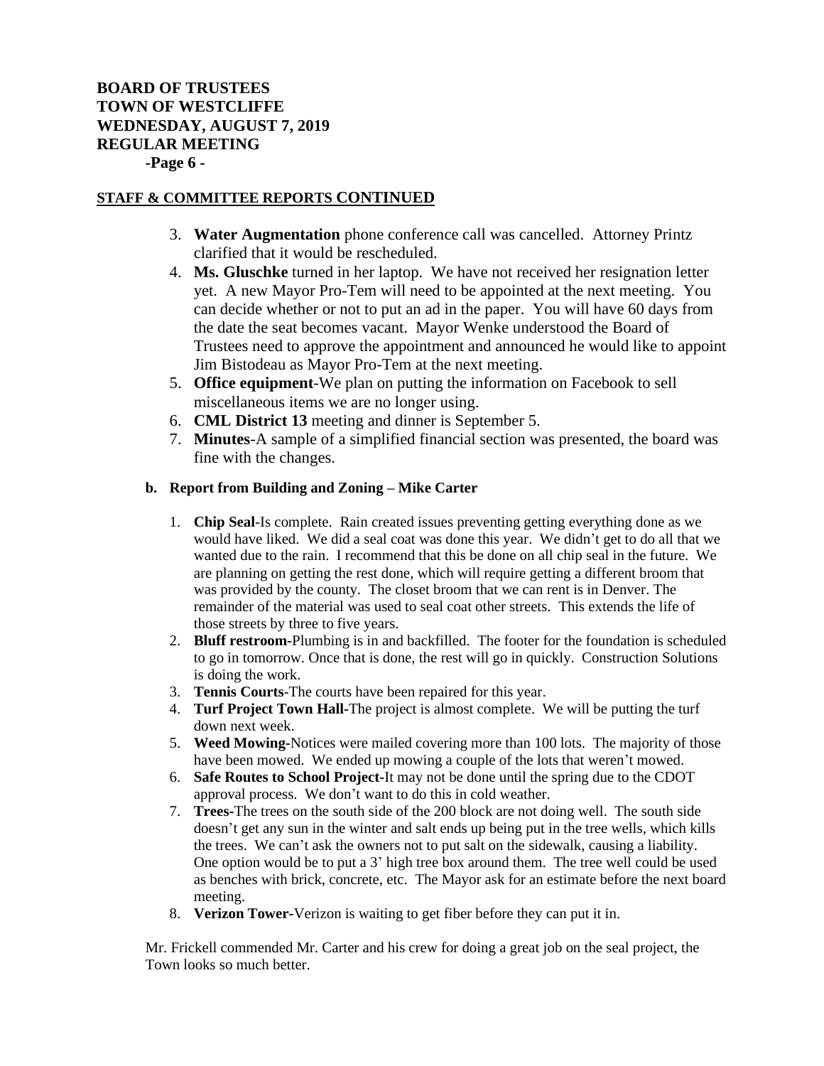**BOARD OF TRUSTEES**
**TOWN OF WESTCLIFFE**
**WEDNESDAY, AUGUST 7, 2019**
**REGULAR MEETING**

**STAFF & COMMITTEE REPORTS CONTINUED**

3. **Water Augmentation** phone conference call was cancelled. Attorney Printz clarified that it would be rescheduled.
4. **Ms. Gluschke** turned in her laptop. We have not received her resignation letter yet. A new Mayor Pro-Tem will need to be appointed at the next meeting. You can decide whether or not to put an ad in the paper. You will have 60 days from the date the seat becomes vacant. Mayor Wenke understood the Board of Trustees need to approve the appointment and announced he would like to appoint Jim Bistodeau as Mayor Pro-Tem at the next meeting.
5. **Office equipment**-We plan on putting the information on Facebook to sell miscellaneous items we are no longer using.
6. **CML District 13** meeting and dinner is September 5.
7. **Minutes**-A sample of a simplified financial section was presented, the board was fine with the changes.

**b. Report from Building and Zoning – Mike Carter**

1. **Chip Seal**-Is complete. Rain created issues preventing getting everything done as we would have liked. We did a seal coat was done this year. We didn't get to do all that we wanted due to the rain. I recommend that this be done on all chip seal in the future. We are planning on getting the rest done, which will require getting a different broom that was provided by the county. The closet broom that we can rent is in Denver. The remainder of the material was used to seal coat other streets. This extends the life of those streets by three to five years.
2. **Bluff restroom**-Plumbing is in and backfilled. The footer for the foundation is scheduled to go in tomorrow. Once that is done, the rest will go in quickly. Construction Solutions is doing the work.
3. **Tennis Courts**-The courts have been repaired for this year.
4. **Turf Project Town Hall**-The project is almost complete. We will be putting the turf down next week.
5. **Weed Mowing**-Notices were mailed covering more than 100 lots. The majority of those have been mowed. We ended up mowing a couple of the lots that weren't mowed.
6. **Safe Routes to School Project**-It may not be done until the spring due to the CDOT approval process. We don't want to do this in cold weather.
7. **Trees**-The trees on the south side of the 200 block are not doing well. The south side doesn't get any sun in the winter and salt ends up being put in the tree wells, which kills the trees. We can't ask the owners not to put salt on the sidewalk, causing a liability. One option would be to put a 3' high tree box around them. The tree well could be used as benches with brick, concrete, etc. The Mayor ask for an estimate before the next board meeting.
8. **Verizon Tower**-Verizon is waiting to get fiber before they can put it in.

Mr. Frickell commended Mr. Carter and his crew for doing a great job on the seal project, the Town looks so much better.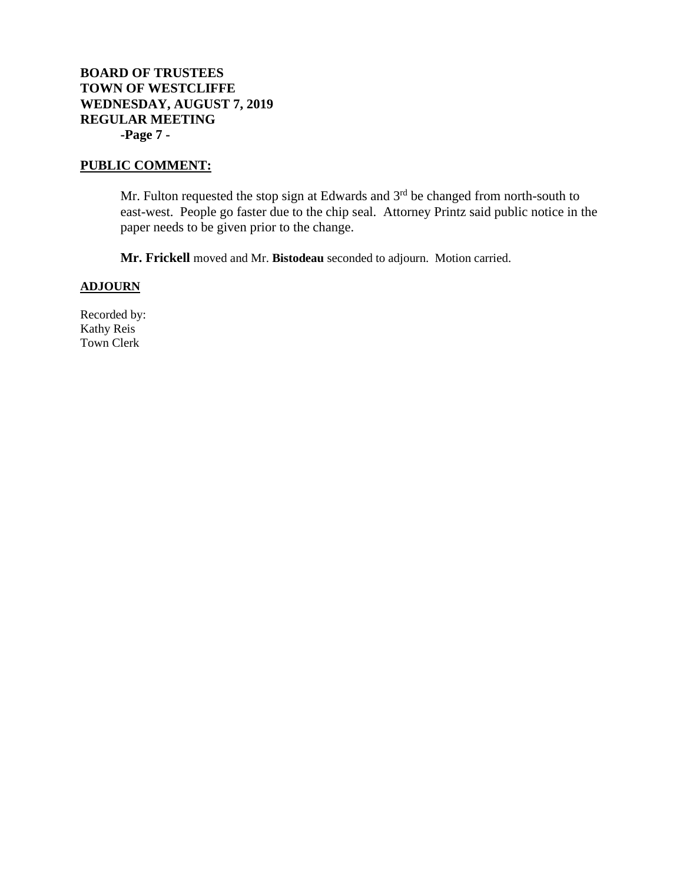**PUBLIC COMMENT:**

Mr. Fulton requested the stop sign at Edwards and 3rd be changed from north-south to east-west. People go faster due to the chip seal. Attorney Printz said public notice in the paper needs to be given prior to the change.

**Mr. Frickell** moved and Mr. **Bistodeau** seconded to adjourn. Motion carried.

**ADJOURN**

Recorded by:
Kathy Reis
Town Clerk